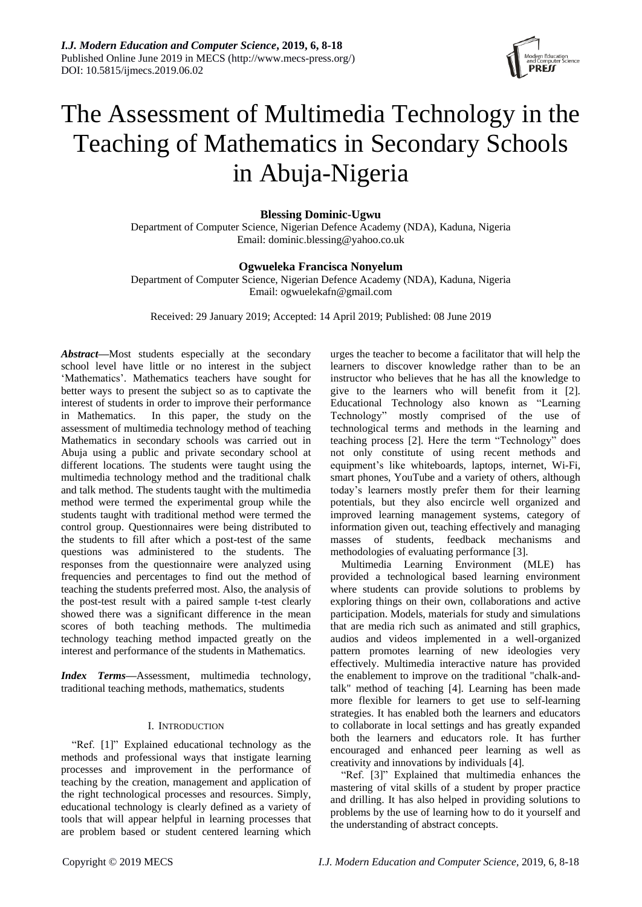# The Assessment of Multimedia Technology in the Teaching of Mathematics in Secondary Schools in Abuja-Nigeria

**Blessing Dominic-Ugwu**
Department of Computer Science, Nigerian Defence Academy (NDA), Kaduna, Nigeria
Email: dominic.blessing@yahoo.co.uk

**Ogwueleka Francisca Nonyelum**
Department of Computer Science, Nigerian Defence Academy (NDA), Kaduna, Nigeria
Email: ogwuelekafn@gmail.com

Received: 29 January 2019; Accepted: 14 April 2019; Published: 08 June 2019

***Abstract*****—**Most students especially at the secondary school level have little or no interest in the subject 'Mathematics'. Mathematics teachers have sought for better ways to present the subject so as to captivate the interest of students in order to improve their performance in Mathematics. In this paper, the study on the assessment of multimedia technology method of teaching Mathematics in secondary schools was carried out in Abuja using a public and private secondary school at different locations. The students were taught using the multimedia technology method and the traditional chalk and talk method. The students taught with the multimedia method were termed the experimental group while the students taught with traditional method were termed the control group. Questionnaires were being distributed to the students to fill after which a post-test of the same questions was administered to the students. The responses from the questionnaire were analyzed using frequencies and percentages to find out the method of teaching the students preferred most. Also, the analysis of the post-test result with a paired sample t-test clearly showed there was a significant difference in the mean scores of both teaching methods. The multimedia technology teaching method impacted greatly on the interest and performance of the students in Mathematics.

***Index Terms*****—**Assessment, multimedia technology, traditional teaching methods, mathematics, students

## I. Introduction

"Ref. [1]" Explained educational technology as the methods and professional ways that instigate learning processes and improvement in the performance of teaching by the creation, management and application of the right technological processes and resources. Simply, educational technology is clearly defined as a variety of tools that will appear helpful in learning processes that are problem based or student centered learning which urges the teacher to become a facilitator that will help the learners to discover knowledge rather than to be an instructor who believes that he has all the knowledge to give to the learners who will benefit from it [2]. Educational Technology also known as "Learning Technology" mostly comprised of the use of technological terms and methods in the learning and teaching process [2]. Here the term "Technology" does not only constitute of using recent methods and equipment's like whiteboards, laptops, internet, Wi-Fi, smart phones, YouTube and a variety of others, although today's learners mostly prefer them for their learning potentials, but they also encircle well organized and improved learning management systems, category of information given out, teaching effectively and managing masses of students, feedback mechanisms and methodologies of evaluating performance [3].

Multimedia Learning Environment (MLE) has provided a technological based learning environment where students can provide solutions to problems by exploring things on their own, collaborations and active participation. Models, materials for study and simulations that are media rich such as animated and still graphics, audios and videos implemented in a well-organized pattern promotes learning of new ideologies very effectively. Multimedia interactive nature has provided the enablement to improve on the traditional "chalk-and-talk" method of teaching [4]. Learning has been made more flexible for learners to get use to self-learning strategies. It has enabled both the learners and educators to collaborate in local settings and has greatly expanded both the learners and educators role. It has further encouraged and enhanced peer learning as well as creativity and innovations by individuals [4].

"Ref. [3]" Explained that multimedia enhances the mastering of vital skills of a student by proper practice and drilling. It has also helped in providing solutions to problems by the use of learning how to do it yourself and the understanding of abstract concepts.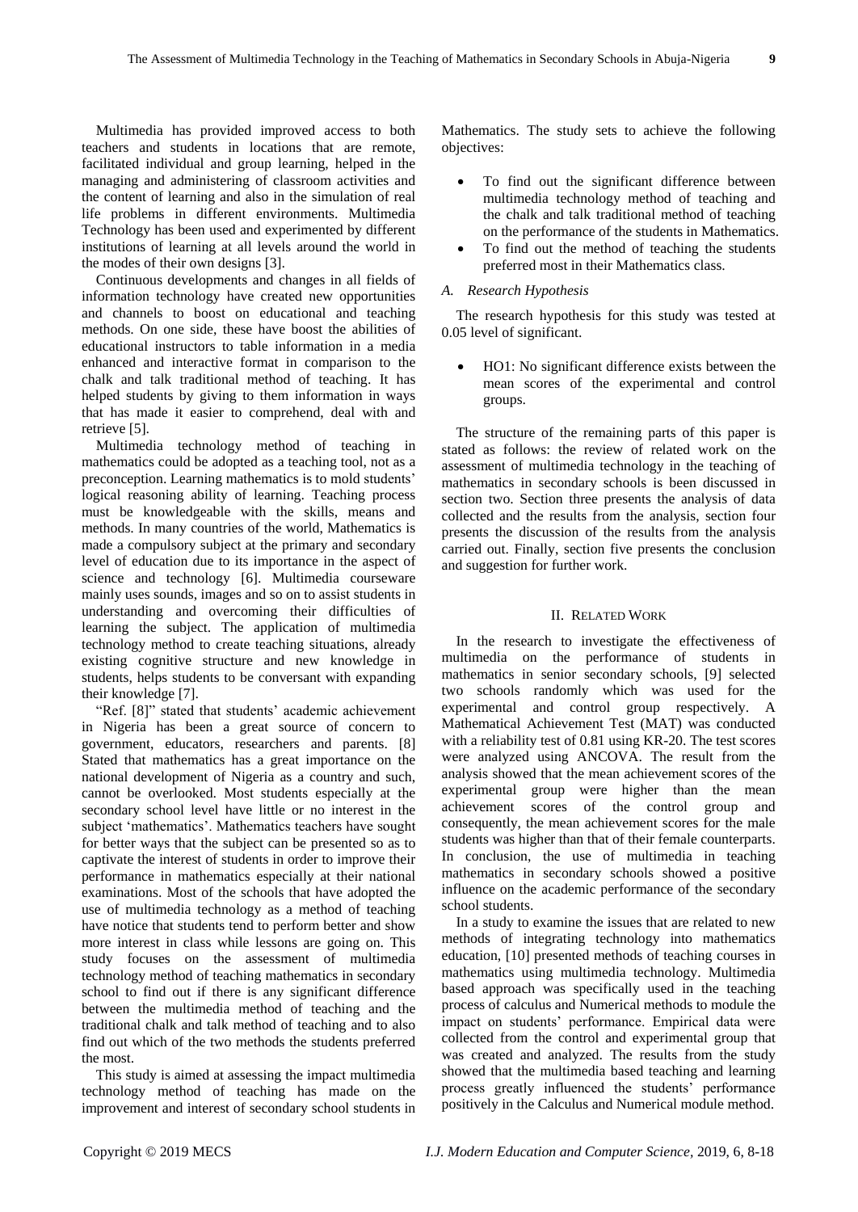Multimedia has provided improved access to both teachers and students in locations that are remote, facilitated individual and group learning, helped in the managing and administering of classroom activities and the content of learning and also in the simulation of real life problems in different environments. Multimedia Technology has been used and experimented by different institutions of learning at all levels around the world in the modes of their own designs [3].

Continuous developments and changes in all fields of information technology have created new opportunities and channels to boost on educational and teaching methods. On one side, these have boost the abilities of educational instructors to table information in a media enhanced and interactive format in comparison to the chalk and talk traditional method of teaching. It has helped students by giving to them information in ways that has made it easier to comprehend, deal with and retrieve [5].

Multimedia technology method of teaching in mathematics could be adopted as a teaching tool, not as a preconception. Learning mathematics is to mold students' logical reasoning ability of learning. Teaching process must be knowledgeable with the skills, means and methods. In many countries of the world, Mathematics is made a compulsory subject at the primary and secondary level of education due to its importance in the aspect of science and technology [6]. Multimedia courseware mainly uses sounds, images and so on to assist students in understanding and overcoming their difficulties of learning the subject. The application of multimedia technology method to create teaching situations, already existing cognitive structure and new knowledge in students, helps students to be conversant with expanding their knowledge [7].

"Ref. [8]" stated that students' academic achievement in Nigeria has been a great source of concern to government, educators, researchers and parents. [8] Stated that mathematics has a great importance on the national development of Nigeria as a country and such, cannot be overlooked. Most students especially at the secondary school level have little or no interest in the subject 'mathematics'. Mathematics teachers have sought for better ways that the subject can be presented so as to captivate the interest of students in order to improve their performance in mathematics especially at their national examinations. Most of the schools that have adopted the use of multimedia technology as a method of teaching have notice that students tend to perform better and show more interest in class while lessons are going on. This study focuses on the assessment of multimedia technology method of teaching mathematics in secondary school to find out if there is any significant difference between the multimedia method of teaching and the traditional chalk and talk method of teaching and to also find out which of the two methods the students preferred the most.

This study is aimed at assessing the impact multimedia technology method of teaching has made on the improvement and interest of secondary school students in Mathematics. The study sets to achieve the following objectives:

- To find out the significant difference between multimedia technology method of teaching and the chalk and talk traditional method of teaching on the performance of the students in Mathematics.
- To find out the method of teaching the students preferred most in their Mathematics class.

### *A. Research Hypothesis*

The research hypothesis for this study was tested at 0.05 level of significant.

- HO1: No significant difference exists between the mean scores of the experimental and control groups.

The structure of the remaining parts of this paper is stated as follows: the review of related work on the assessment of multimedia technology in the teaching of mathematics in secondary schools is been discussed in section two. Section three presents the analysis of data collected and the results from the analysis, section four presents the discussion of the results from the analysis carried out. Finally, section five presents the conclusion and suggestion for further work.

## II. Related Work

In the research to investigate the effectiveness of multimedia on the performance of students in mathematics in senior secondary schools, [9] selected two schools randomly which was used for the experimental and control group respectively. A Mathematical Achievement Test (MAT) was conducted with a reliability test of 0.81 using KR-20. The test scores were analyzed using ANCOVA. The result from the analysis showed that the mean achievement scores of the experimental group were higher than the mean achievement scores of the control group and consequently, the mean achievement scores for the male students was higher than that of their female counterparts. In conclusion, the use of multimedia in teaching mathematics in secondary schools showed a positive influence on the academic performance of the secondary school students.

In a study to examine the issues that are related to new methods of integrating technology into mathematics education, [10] presented methods of teaching courses in mathematics using multimedia technology. Multimedia based approach was specifically used in the teaching process of calculus and Numerical methods to module the impact on students' performance. Empirical data were collected from the control and experimental group that was created and analyzed. The results from the study showed that the multimedia based teaching and learning process greatly influenced the students' performance positively in the Calculus and Numerical module method.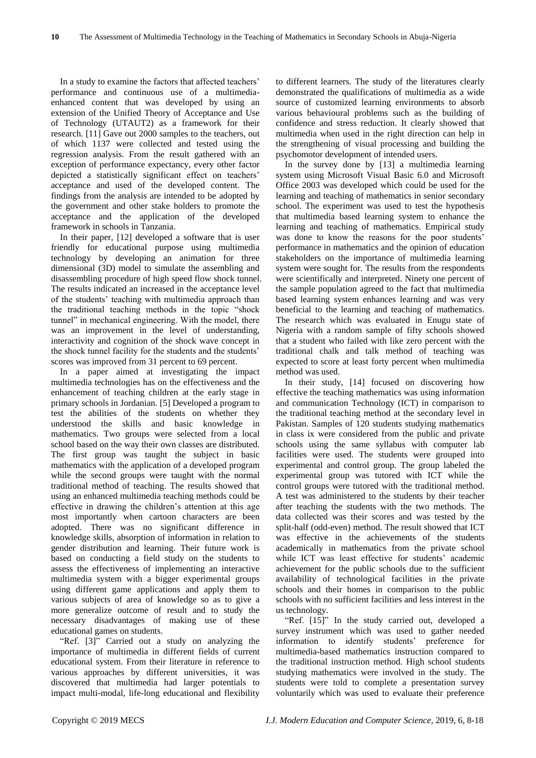In a study to examine the factors that affected teachers' performance and continuous use of a multimedia-enhanced content that was developed by using an extension of the Unified Theory of Acceptance and Use of Technology (UTAUT2) as a framework for their research. [11] Gave out 2000 samples to the teachers, out of which 1137 were collected and tested using the regression analysis. From the result gathered with an exception of performance expectancy, every other factor depicted a statistically significant effect on teachers' acceptance and used of the developed content. The findings from the analysis are intended to be adopted by the government and other stake holders to promote the acceptance and the application of the developed framework in schools in Tanzania.

In their paper, [12] developed a software that is user friendly for educational purpose using multimedia technology by developing an animation for three dimensional (3D) model to simulate the assembling and disassembling procedure of high speed flow shock tunnel. The results indicated an increased in the acceptance level of the students' teaching with multimedia approach than the traditional teaching methods in the topic "shock tunnel" in mechanical engineering. With the model, there was an improvement in the level of understanding, interactivity and cognition of the shock wave concept in the shock tunnel facility for the students and the students' scores was improved from 31 percent to 69 percent.

In a paper aimed at investigating the impact multimedia technologies has on the effectiveness and the enhancement of teaching children at the early stage in primary schools in Jordanian. [5] Developed a program to test the abilities of the students on whether they understood the skills and basic knowledge in mathematics. Two groups were selected from a local school based on the way their own classes are distributed. The first group was taught the subject in basic mathematics with the application of a developed program while the second groups were taught with the normal traditional method of teaching. The results showed that using an enhanced multimedia teaching methods could be effective in drawing the children's attention at this age most importantly when cartoon characters are been adopted. There was no significant difference in knowledge skills, absorption of information in relation to gender distribution and learning. Their future work is based on conducting a field study on the students to assess the effectiveness of implementing an interactive multimedia system with a bigger experimental groups using different game applications and apply them to various subjects of area of knowledge so as to give a more generalize outcome of result and to study the necessary disadvantages of making use of these educational games on students.

"Ref. [3]" Carried out a study on analyzing the importance of multimedia in different fields of current educational system. From their literature in reference to various approaches by different universities, it was discovered that multimedia had larger potentials to impact multi-modal, life-long educational and flexibility to different learners. The study of the literatures clearly demonstrated the qualifications of multimedia as a wide source of customized learning environments to absorb various behavioural problems such as the building of confidence and stress reduction. It clearly showed that multimedia when used in the right direction can help in the strengthening of visual processing and building the psychomotor development of intended users.

In the survey done by [13] a multimedia learning system using Microsoft Visual Basic 6.0 and Microsoft Office 2003 was developed which could be used for the learning and teaching of mathematics in senior secondary school. The experiment was used to test the hypothesis that multimedia based learning system to enhance the learning and teaching of mathematics. Empirical study was done to know the reasons for the poor students' performance in mathematics and the opinion of education stakeholders on the importance of multimedia learning system were sought for. The results from the respondents were scientifically and interpreted. Ninety one percent of the sample population agreed to the fact that multimedia based learning system enhances learning and was very beneficial to the learning and teaching of mathematics. The research which was evaluated in Enugu state of Nigeria with a random sample of fifty schools showed that a student who failed with like zero percent with the traditional chalk and talk method of teaching was expected to score at least forty percent when multimedia method was used.

In their study, [14] focused on discovering how effective the teaching mathematics was using information and communication Technology (ICT) in comparison to the traditional teaching method at the secondary level in Pakistan. Samples of 120 students studying mathematics in class ix were considered from the public and private schools using the same syllabus with computer lab facilities were used. The students were grouped into experimental and control group. The group labeled the experimental group was tutored with ICT while the control groups were tutored with the traditional method. A test was administered to the students by their teacher after teaching the students with the two methods. The data collected was their scores and was tested by the split-half (odd-even) method. The result showed that ICT was effective in the achievements of the students academically in mathematics from the private school while ICT was least effective for students' academic achievement for the public schools due to the sufficient availability of technological facilities in the private schools and their homes in comparison to the public schools with no sufficient facilities and less interest in the us technology.

"Ref. [15]" In the study carried out, developed a survey instrument which was used to gather needed information to identify students' preference for multimedia-based mathematics instruction compared to the traditional instruction method. High school students studying mathematics were involved in the study. The students were told to complete a presentation survey voluntarily which was used to evaluate their preference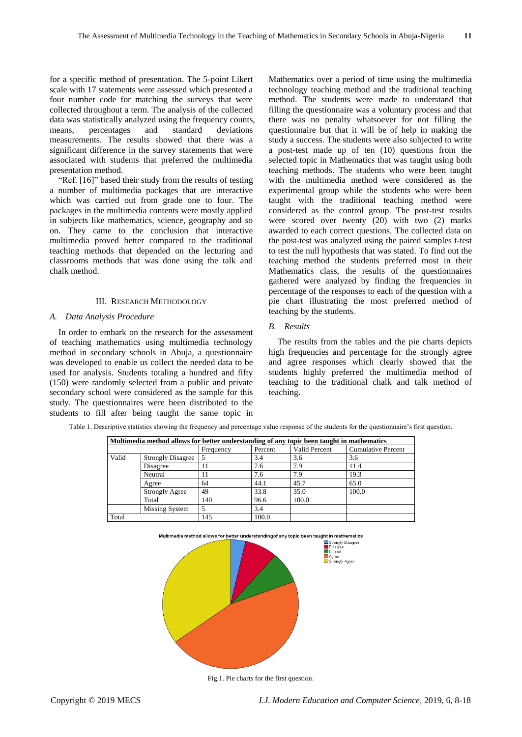for a specific method of presentation. The 5-point Likert scale with 17 statements were assessed which presented a four number code for matching the surveys that were collected throughout a term. The analysis of the collected data was statistically analyzed using the frequency counts, means, percentages and standard deviations measurements. The results showed that there was a significant difference in the survey statements that were associated with students that preferred the multimedia presentation method.

"Ref. [16]" based their study from the results of testing a number of multimedia packages that are interactive which was carried out from grade one to four. The packages in the multimedia contents were mostly applied in subjects like mathematics, science, geography and so on. They came to the conclusion that interactive multimedia proved better compared to the traditional teaching methods that depended on the lecturing and classrooms methods that was done using the talk and chalk method.

## III. Research Methodology

### *A. Data Analysis Procedure*

In order to embark on the research for the assessment of teaching mathematics using multimedia technology method in secondary schools in Abuja, a questionnaire was developed to enable us collect the needed data to be used for analysis. Students totaling a hundred and fifty (150) were randomly selected from a public and private secondary school were considered as the sample for this study. The questionnaires were been distributed to the students to fill after being taught the same topic in Mathematics over a period of time using the multimedia technology teaching method and the traditional teaching method. The students were made to understand that filling the questionnaire was a voluntary process and that there was no penalty whatsoever for not filling the questionnaire but that it will be of help in making the study a success. The students were also subjected to write a post-test made up of ten (10) questions from the selected topic in Mathematics that was taught using both teaching methods. The students who were been taught with the multimedia method were considered as the experimental group while the students who were been taught with the traditional teaching method were considered as the control group. The post-test results were scored over twenty (20) with two (2) marks awarded to each correct questions. The collected data on the post-test was analyzed using the paired samples t-test to test the null hypothesis that was stated. To find out the teaching method the students preferred most in their Mathematics class, the results of the questionnaires gathered were analyzed by finding the frequencies in percentage of the responses to each of the question with a pie chart illustrating the most preferred method of teaching by the students.

### *B. Results*

The results from the tables and the pie charts depicts high frequencies and percentage for the strongly agree and agree responses which clearly showed that the students highly preferred the multimedia method of teaching to the traditional chalk and talk method of teaching.

Table 1. Descriptive statistics showing the frequency and percentage value response of the students for the questionnaire's first question.

| **Multimedia method allows for better understanding of any topic been taught in mathematics** | | | | | |
|---|---|---|---|---|---|
| | | Frequency | Percent | Valid Percent | Cumulative Percent |
| Valid | Strongly Disagree | 5 | 3.4 | 3.6 | 3.6 |
| | Disagree | 11 | 7.6 | 7.9 | 11.4 |
| | Neutral | 11 | 7.6 | 7.9 | 19.3 |
| | Agree | 64 | 44.1 | 45.7 | 65.0 |
| | Strongly Agree | 49 | 33.8 | 35.0 | 100.0 |
| | Total | 140 | 96.6 | 100.0 | |
| | Missing System | 5 | 3.4 | | |
| Total | | 145 | 100.0 | | |

Fig.1. Pie charts for the first question.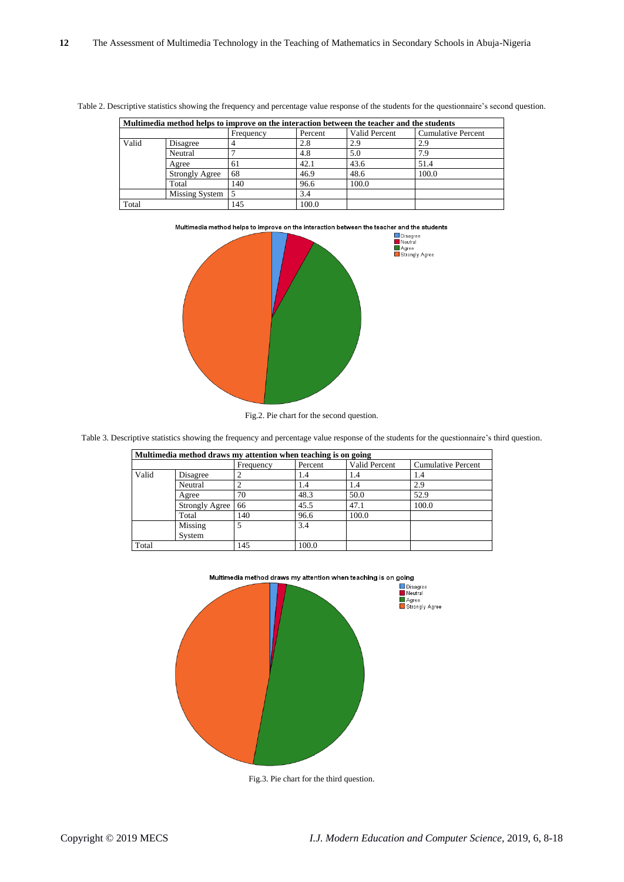Table 2. Descriptive statistics showing the frequency and percentage value response of the students for the questionnaire's second question.

| Multimedia method helps to improve on the interaction between the teacher and the students | | | | | |
|---|---|---|---|---|---|
| | | Frequency | Percent | Valid Percent | Cumulative Percent |
| Valid | Disagree | 4 | 2.8 | 2.9 | 2.9 |
| | Neutral | 7 | 4.8 | 5.0 | 7.9 |
| | Agree | 61 | 42.1 | 43.6 | 51.4 |
| | Strongly Agree | 68 | 46.9 | 48.6 | 100.0 |
| | Total | 140 | 96.6 | 100.0 | |
| | Missing System | 5 | 3.4 | | |
| Total | | 145 | 100.0 | | |

Multimedia method helps to improve on the interaction between the teacher and the students

Fig.2. Pie chart for the second question.

Table 3. Descriptive statistics showing the frequency and percentage value response of the students for the questionnaire's third question.

| Multimedia method draws my attention when teaching is on going | | | | | |
|---|---|---|---|---|---|
| | | Frequency | Percent | Valid Percent | Cumulative Percent |
| Valid | Disagree | 2 | 1.4 | 1.4 | 1.4 |
| | Neutral | 2 | 1.4 | 1.4 | 2.9 |
| | Agree | 70 | 48.3 | 50.0 | 52.9 |
| | Strongly Agree | 66 | 45.5 | 47.1 | 100.0 |
| | Total | 140 | 96.6 | 100.0 | |
| | Missing System | 5 | 3.4 | | |
| Total | | 145 | 100.0 | | |

Multimedia method draws my attention when teaching is on going

Fig.3. Pie chart for the third question.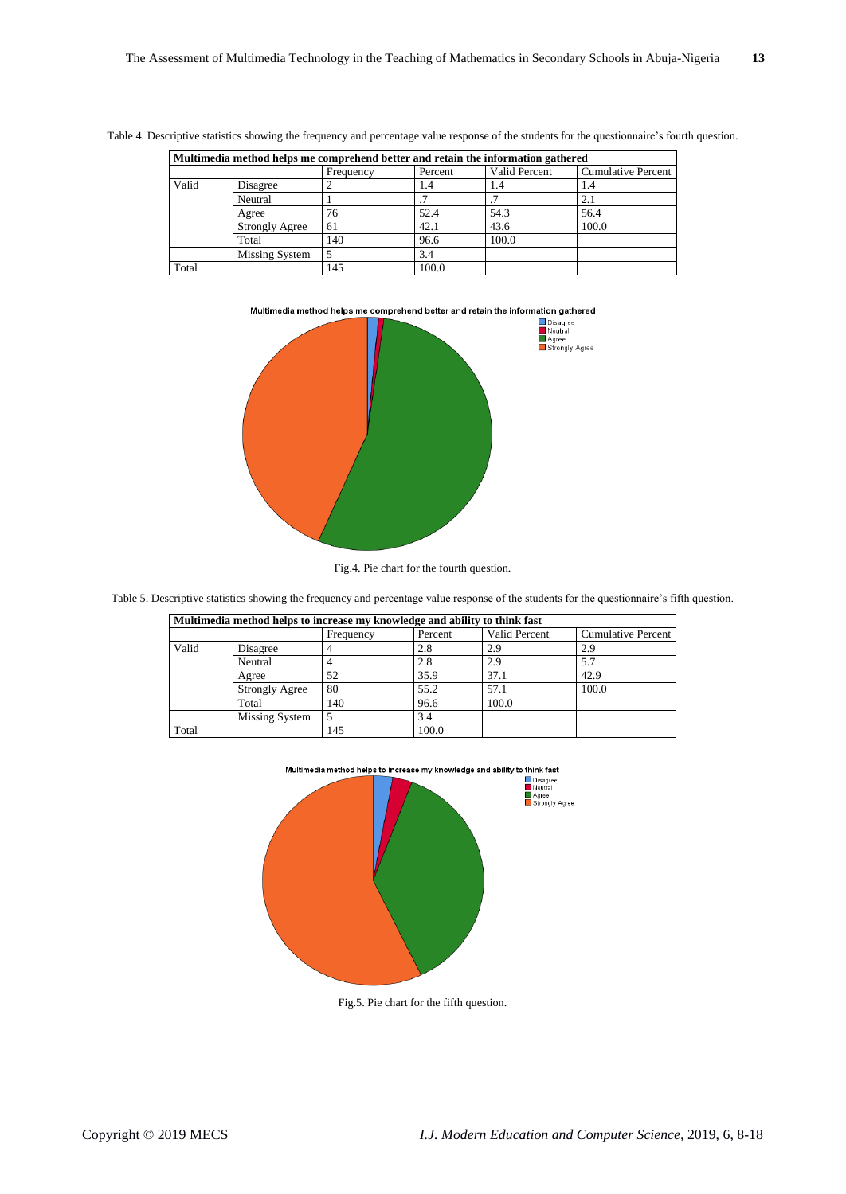Table 4. Descriptive statistics showing the frequency and percentage value response of the students for the questionnaire's fourth question.

| Multimedia method helps me comprehend better and retain the information gathered | | | | | |
|---|---|---|---|---|---|
| | | Frequency | Percent | Valid Percent | Cumulative Percent |
| Valid | Disagree | 2 | 1.4 | 1.4 | 1.4 |
| | Neutral | 1 | .7 | .7 | 2.1 |
| | Agree | 76 | 52.4 | 54.3 | 56.4 |
| | Strongly Agree | 61 | 42.1 | 43.6 | 100.0 |
| | Total | 140 | 96.6 | 100.0 | |
| | Missing System | 5 | 3.4 | | |
| Total | | 145 | 100.0 | | |

Fig.4. Pie chart for the fourth question.

Table 5. Descriptive statistics showing the frequency and percentage value response of the students for the questionnaire's fifth question.

| Multimedia method helps to increase my knowledge and ability to think fast | | | | | |
|---|---|---|---|---|---|
| | | Frequency | Percent | Valid Percent | Cumulative Percent |
| Valid | Disagree | 4 | 2.8 | 2.9 | 2.9 |
| | Neutral | 4 | 2.8 | 2.9 | 5.7 |
| | Agree | 52 | 35.9 | 37.1 | 42.9 |
| | Strongly Agree | 80 | 55.2 | 57.1 | 100.0 |
| | Total | 140 | 96.6 | 100.0 | |
| | Missing System | 5 | 3.4 | | |
| Total | | 145 | 100.0 | | |

Fig.5. Pie chart for the fifth question.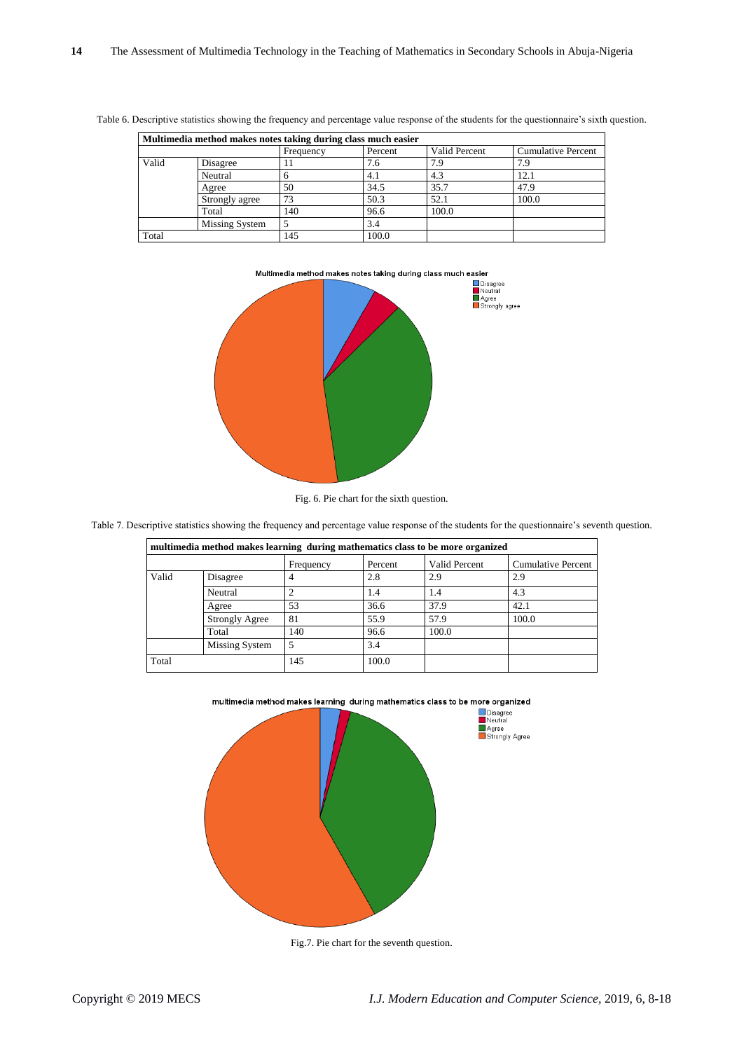Table 6. Descriptive statistics showing the frequency and percentage value response of the students for the questionnaire's sixth question.

| Multimedia method makes notes taking during class much easier | | | | | |
|---|---|---|---|---|---|
| | | Frequency | Percent | Valid Percent | Cumulative Percent |
| Valid | Disagree | 11 | 7.6 | 7.9 | 7.9 |
| | Neutral | 6 | 4.1 | 4.3 | 12.1 |
| | Agree | 50 | 34.5 | 35.7 | 47.9 |
| | Strongly agree | 73 | 50.3 | 52.1 | 100.0 |
| | Total | 140 | 96.6 | 100.0 | |
| | Missing System | 5 | 3.4 | | |
| Total | | 145 | 100.0 | | |

Fig. 6. Pie chart for the sixth question.

Table 7. Descriptive statistics showing the frequency and percentage value response of the students for the questionnaire's seventh question.

| multimedia method makes learning during mathematics class to be more organized | | | | | |
|---|---|---|---|---|---|
| | | Frequency | Percent | Valid Percent | Cumulative Percent |
| Valid | Disagree | 4 | 2.8 | 2.9 | 2.9 |
| | Neutral | 2 | 1.4 | 1.4 | 4.3 |
| | Agree | 53 | 36.6 | 37.9 | 42.1 |
| | Strongly Agree | 81 | 55.9 | 57.9 | 100.0 |
| | Total | 140 | 96.6 | 100.0 | |
| | Missing System | 5 | 3.4 | | |
| Total | | 145 | 100.0 | | |

Fig.7. Pie chart for the seventh question.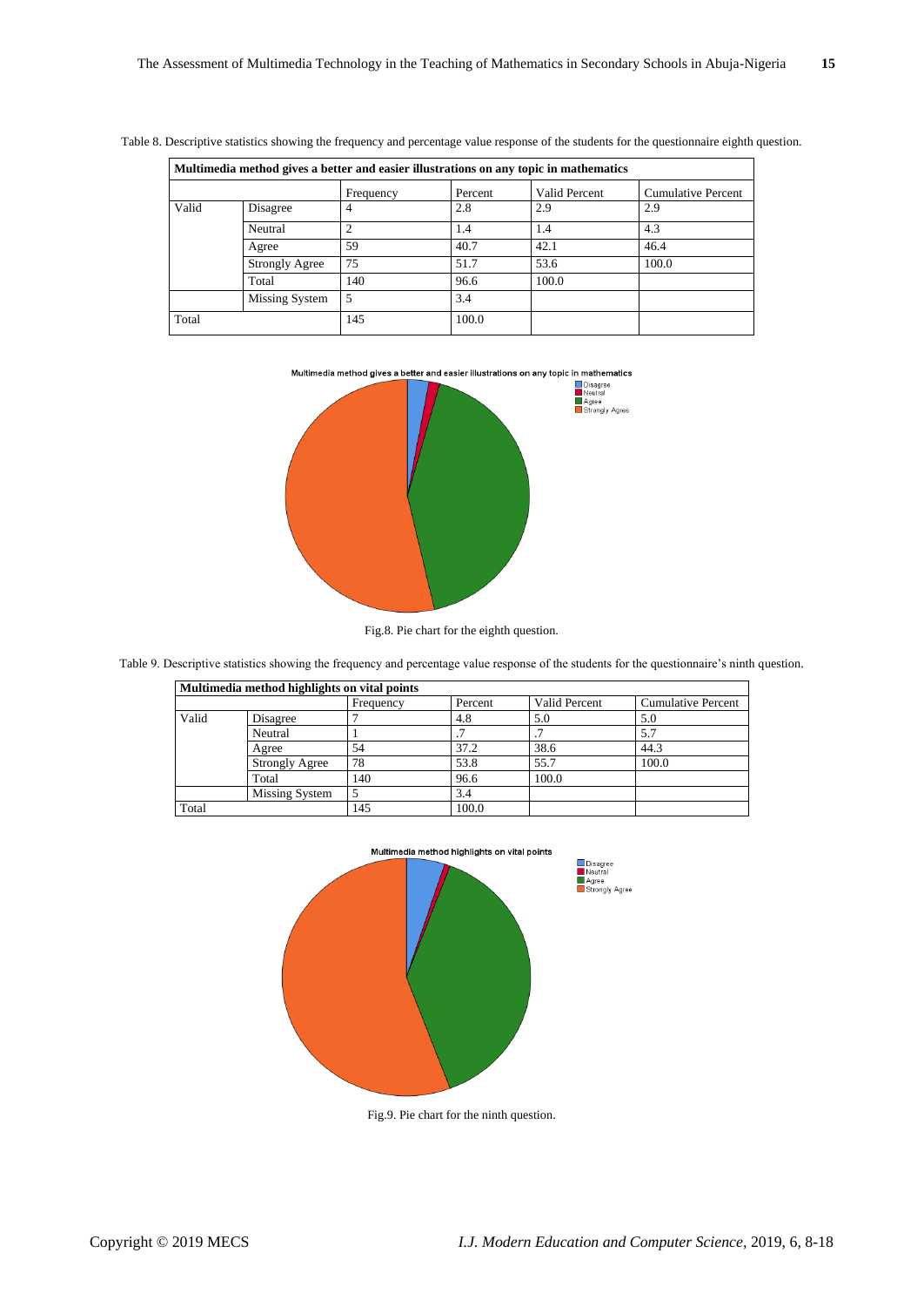Table 8. Descriptive statistics showing the frequency and percentage value response of the students for the questionnaire eighth question.

| Multimedia method gives a better and easier illustrations on any topic in mathematics | | | | | |
|---|---|---|---|---|---|
| | | Frequency | Percent | Valid Percent | Cumulative Percent |
| Valid | Disagree | 4 | 2.8 | 2.9 | 2.9 |
| | Neutral | 2 | 1.4 | 1.4 | 4.3 |
| | Agree | 59 | 40.7 | 42.1 | 46.4 |
| | Strongly Agree | 75 | 51.7 | 53.6 | 100.0 |
| | Total | 140 | 96.6 | 100.0 | |
| | Missing System | 5 | 3.4 | | |
| Total | | 145 | 100.0 | | |

Fig.8. Pie chart for the eighth question.

Table 9. Descriptive statistics showing the frequency and percentage value response of the students for the questionnaire's ninth question.

| Multimedia method highlights on vital points | | | | | |
|---|---|---|---|---|---|
| | | Frequency | Percent | Valid Percent | Cumulative Percent |
| Valid | Disagree | 7 | 4.8 | 5.0 | 5.0 |
| | Neutral | 1 | .7 | .7 | 5.7 |
| | Agree | 54 | 37.2 | 38.6 | 44.3 |
| | Strongly Agree | 78 | 53.8 | 55.7 | 100.0 |
| | Total | 140 | 96.6 | 100.0 | |
| | Missing System | 5 | 3.4 | | |
| Total | | 145 | 100.0 | | |

Fig.9. Pie chart for the ninth question.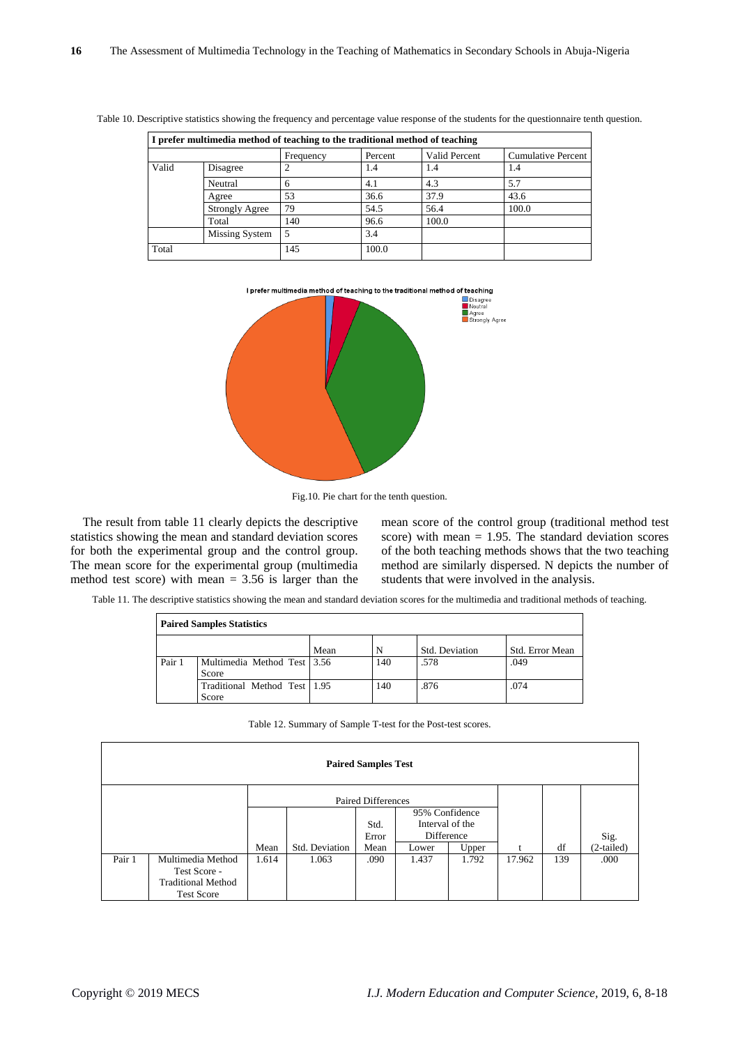Table 10. Descriptive statistics showing the frequency and percentage value response of the students for the questionnaire tenth question.

| I prefer multimedia method of teaching to the traditional method of teaching | | | | | |
|---|---|---|---|---|---|
| | | Frequency | Percent | Valid Percent | Cumulative Percent |
| Valid | Disagree | 2 | 1.4 | 1.4 | 1.4 |
| | Neutral | 6 | 4.1 | 4.3 | 5.7 |
| | Agree | 53 | 36.6 | 37.9 | 43.6 |
| | Strongly Agree | 79 | 54.5 | 56.4 | 100.0 |
| | Total | 140 | 96.6 | 100.0 | |
| | Missing System | 5 | 3.4 | | |
| Total | | 145 | 100.0 | | |

Fig.10. Pie chart for the tenth question.

The result from table 11 clearly depicts the descriptive statistics showing the mean and standard deviation scores for both the experimental group and the control group. The mean score for the experimental group (multimedia method test score) with mean = 3.56 is larger than the mean score of the control group (traditional method test score) with mean = 1.95. The standard deviation scores of the both teaching methods shows that the two teaching method are similarly dispersed. N depicts the number of students that were involved in the analysis.

Table 11. The descriptive statistics showing the mean and standard deviation scores for the multimedia and traditional methods of teaching.

| Paired Samples Statistics | | | | | |
|---|---|---|---|---|---|
| | | Mean | N | Std. Deviation | Std. Error Mean |
| Pair 1 | Multimedia Method Test Score | 3.56 | 140 | .578 | .049 |
| | Traditional Method Test Score | 1.95 | 140 | .876 | .074 |

Table 12. Summary of Sample T-test for the Post-test scores.

| Paired Samples Test | | | | | | | | | |
|---|---|---|---|---|---|---|---|---|---|
| | | Paired Differences | | | | | | | |
| | | | | | 95% Confidence Interval of the Difference | | | | |
| | | Mean | Std. Deviation | Std. Error Mean | Lower | Upper | t | df | Sig. (2-tailed) |
| Pair 1 | Multimedia Method Test Score - Traditional Method Test Score | 1.614 | 1.063 | .090 | 1.437 | 1.792 | 17.962 | 139 | .000 |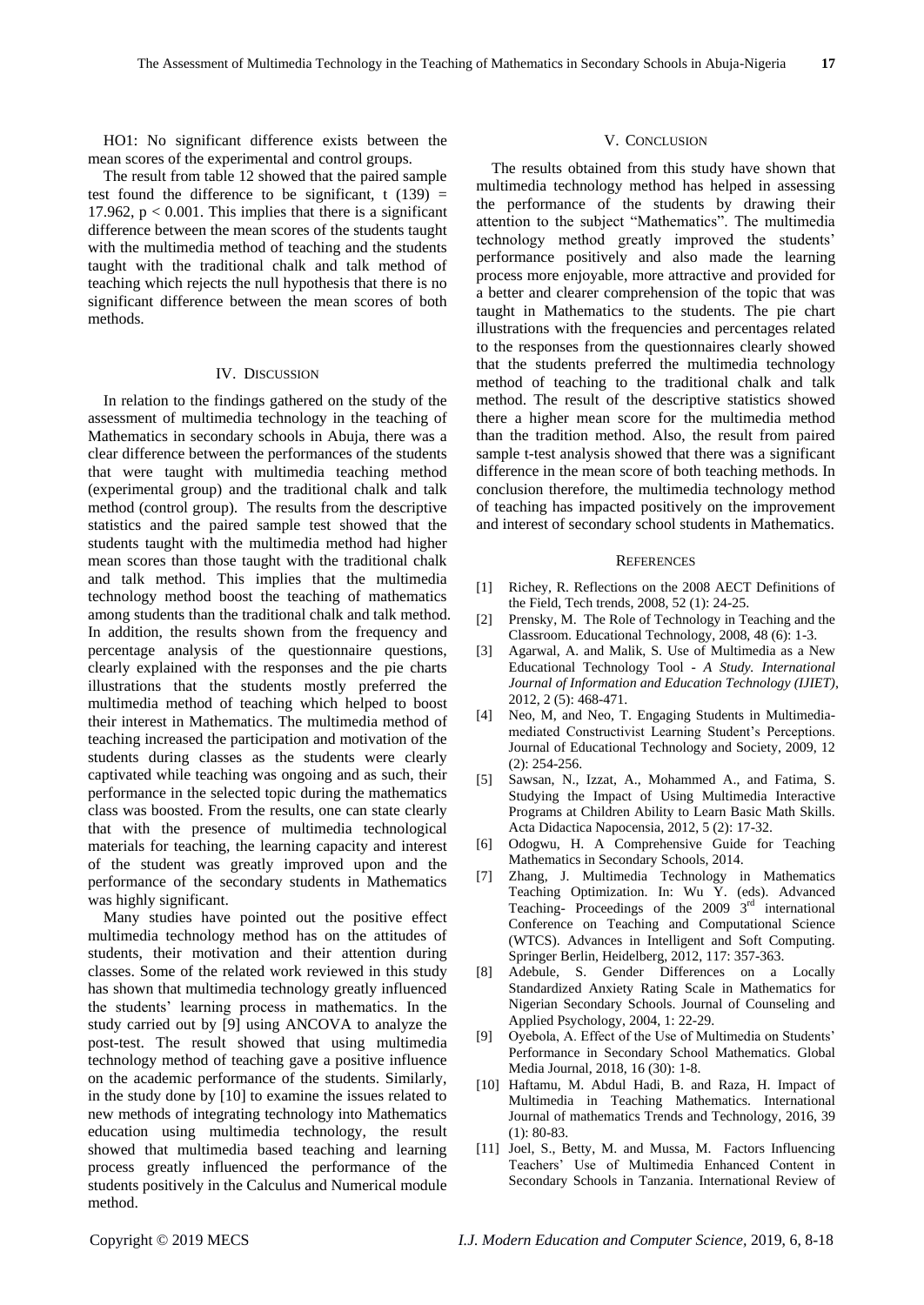HO1: No significant difference exists between the mean scores of the experimental and control groups.

The result from table 12 showed that the paired sample test found the difference to be significant, t (139) = 17.962, $p < 0.001$. This implies that there is a significant difference between the mean scores of the students taught with the multimedia method of teaching and the students taught with the traditional chalk and talk method of teaching which rejects the null hypothesis that there is no significant difference between the mean scores of both methods.

## IV. Discussion

In relation to the findings gathered on the study of the assessment of multimedia technology in the teaching of Mathematics in secondary schools in Abuja, there was a clear difference between the performances of the students that were taught with multimedia teaching method (experimental group) and the traditional chalk and talk method (control group). The results from the descriptive statistics and the paired sample test showed that the students taught with the multimedia method had higher mean scores than those taught with the traditional chalk and talk method. This implies that the multimedia technology method boost the teaching of mathematics among students than the traditional chalk and talk method. In addition, the results shown from the frequency and percentage analysis of the questionnaire questions, clearly explained with the responses and the pie charts illustrations that the students mostly preferred the multimedia method of teaching which helped to boost their interest in Mathematics. The multimedia method of teaching increased the participation and motivation of the students during classes as the students were clearly captivated while teaching was ongoing and as such, their performance in the selected topic during the mathematics class was boosted. From the results, one can state clearly that with the presence of multimedia technological materials for teaching, the learning capacity and interest of the student was greatly improved upon and the performance of the secondary students in Mathematics was highly significant.

Many studies have pointed out the positive effect multimedia technology method has on the attitudes of students, their motivation and their attention during classes. Some of the related work reviewed in this study has shown that multimedia technology greatly influenced the students' learning process in mathematics. In the study carried out by [9] using ANCOVA to analyze the post-test. The result showed that using multimedia technology method of teaching gave a positive influence on the academic performance of the students. Similarly, in the study done by [10] to examine the issues related to new methods of integrating technology into Mathematics education using multimedia technology, the result showed that multimedia based teaching and learning process greatly influenced the performance of the students positively in the Calculus and Numerical module method.

## V. Conclusion

The results obtained from this study have shown that multimedia technology method has helped in assessing the performance of the students by drawing their attention to the subject "Mathematics". The multimedia technology method greatly improved the students' performance positively and also made the learning process more enjoyable, more attractive and provided for a better and clearer comprehension of the topic that was taught in Mathematics to the students. The pie chart illustrations with the frequencies and percentages related to the responses from the questionnaires clearly showed that the students preferred the multimedia technology method of teaching to the traditional chalk and talk method. The result of the descriptive statistics showed there a higher mean score for the multimedia method than the tradition method. Also, the result from paired sample t-test analysis showed that there was a significant difference in the mean score of both teaching methods. In conclusion therefore, the multimedia technology method of teaching has impacted positively on the improvement and interest of secondary school students in Mathematics.

## References

[1] Richey, R. Reflections on the 2008 AECT Definitions of the Field, Tech trends, 2008, 52 (1): 24-25.

[2] Prensky, M. The Role of Technology in Teaching and the Classroom. Educational Technology, 2008, 48 (6): 1-3.

[3] Agarwal, A. and Malik, S. Use of Multimedia as a New Educational Technology Tool - *A Study. International Journal of Information and Education Technology (IJIET)*, 2012, 2 (5): 468-471.

[4] Neo, M, and Neo, T. Engaging Students in Multimedia-mediated Constructivist Learning Student's Perceptions. Journal of Educational Technology and Society, 2009, 12 (2): 254-256.

[5] Sawsan, N., Izzat, A., Mohammed A., and Fatima, S. Studying the Impact of Using Multimedia Interactive Programs at Children Ability to Learn Basic Math Skills. Acta Didactica Napocensia, 2012, 5 (2): 17-32.

[6] Odogwu, H. A Comprehensive Guide for Teaching Mathematics in Secondary Schools, 2014.

[7] Zhang, J. Multimedia Technology in Mathematics Teaching Optimization. In: Wu Y. (eds). Advanced Teaching- Proceedings of the 2009 3rd international Conference on Teaching and Computational Science (WTCS). Advances in Intelligent and Soft Computing. Springer Berlin, Heidelberg, 2012, 117: 357-363.

[8] Adebule, S. Gender Differences on a Locally Standardized Anxiety Rating Scale in Mathematics for Nigerian Secondary Schools. Journal of Counseling and Applied Psychology, 2004, 1: 22-29.

[9] Oyebola, A. Effect of the Use of Multimedia on Students' Performance in Secondary School Mathematics. Global Media Journal, 2018, 16 (30): 1-8.

[10] Haftamu, M. Abdul Hadi, B. and Raza, H. Impact of Multimedia in Teaching Mathematics. International Journal of mathematics Trends and Technology, 2016, 39 (1): 80-83.

[11] Joel, S., Betty, M. and Mussa, M. Factors Influencing Teachers' Use of Multimedia Enhanced Content in Secondary Schools in Tanzania. International Review of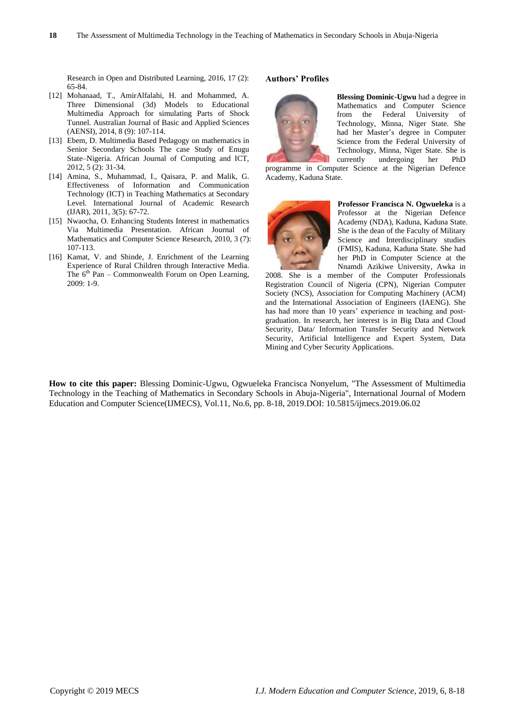Research in Open and Distributed Learning, 2016, 17 (2): 65-84.

[12] Mohanaad, T., AmirAlfalahi, H. and Mohammed, A. Three Dimensional (3d) Models to Educational Multimedia Approach for simulating Parts of Shock Tunnel. Australian Journal of Basic and Applied Sciences (AENSI), 2014, 8 (9): 107-114.

[13] Ebem, D. Multimedia Based Pedagogy on mathematics in Senior Secondary Schools The case Study of Enugu State–Nigeria. African Journal of Computing and ICT, 2012, 5 (2): 31-34.

[14] Amina, S., Muhammad, I., Qaisara, P. and Malik, G. Effectiveness of Information and Communication Technology (ICT) in Teaching Mathematics at Secondary Level. International Journal of Academic Research (IJAR), 2011, 3(5): 67-72.

[15] Nwaocha, O. Enhancing Students Interest in mathematics Via Multimedia Presentation. African Journal of Mathematics and Computer Science Research, 2010, 3 (7): 107-113.

[16] Kamat, V. and Shinde, J. Enrichment of the Learning Experience of Rural Children through Interactive Media. The 6th Pan – Commonwealth Forum on Open Learning, 2009: 1-9.

## Authors' Profiles

**Blessing Dominic-Ugwu** had a degree in Mathematics and Computer Science from the Federal University of Technology, Minna, Niger State. She had her Master's degree in Computer Science from the Federal University of Technology, Minna, Niger State. She is currently undergoing her PhD programme in Computer Science at the Nigerian Defence Academy, Kaduna State.

**Professor Francisca N. Ogwueleka** is a Professor at the Nigerian Defence Academy (NDA), Kaduna, Kaduna State. She is the dean of the Faculty of Military Science and Interdisciplinary studies (FMIS), Kaduna, Kaduna State. She had her PhD in Computer Science at the Nnamdi Azikiwe University, Awka in 2008. She is a member of the Computer Professionals Registration Council of Nigeria (CPN), Nigerian Computer Society (NCS), Association for Computing Machinery (ACM) and the International Association of Engineers (IAENG). She has had more than 10 years' experience in teaching and post-graduation. In research, her interest is in Big Data and Cloud Security, Data/ Information Transfer Security and Network Security, Artificial Intelligence and Expert System, Data Mining and Cyber Security Applications.

**How to cite this paper:** Blessing Dominic-Ugwu, Ogwueleka Francisca Nonyelum, "The Assessment of Multimedia Technology in the Teaching of Mathematics in Secondary Schools in Abuja-Nigeria", International Journal of Modern Education and Computer Science(IJMECS), Vol.11, No.6, pp. 8-18, 2019.DOI: 10.5815/ijmecs.2019.06.02